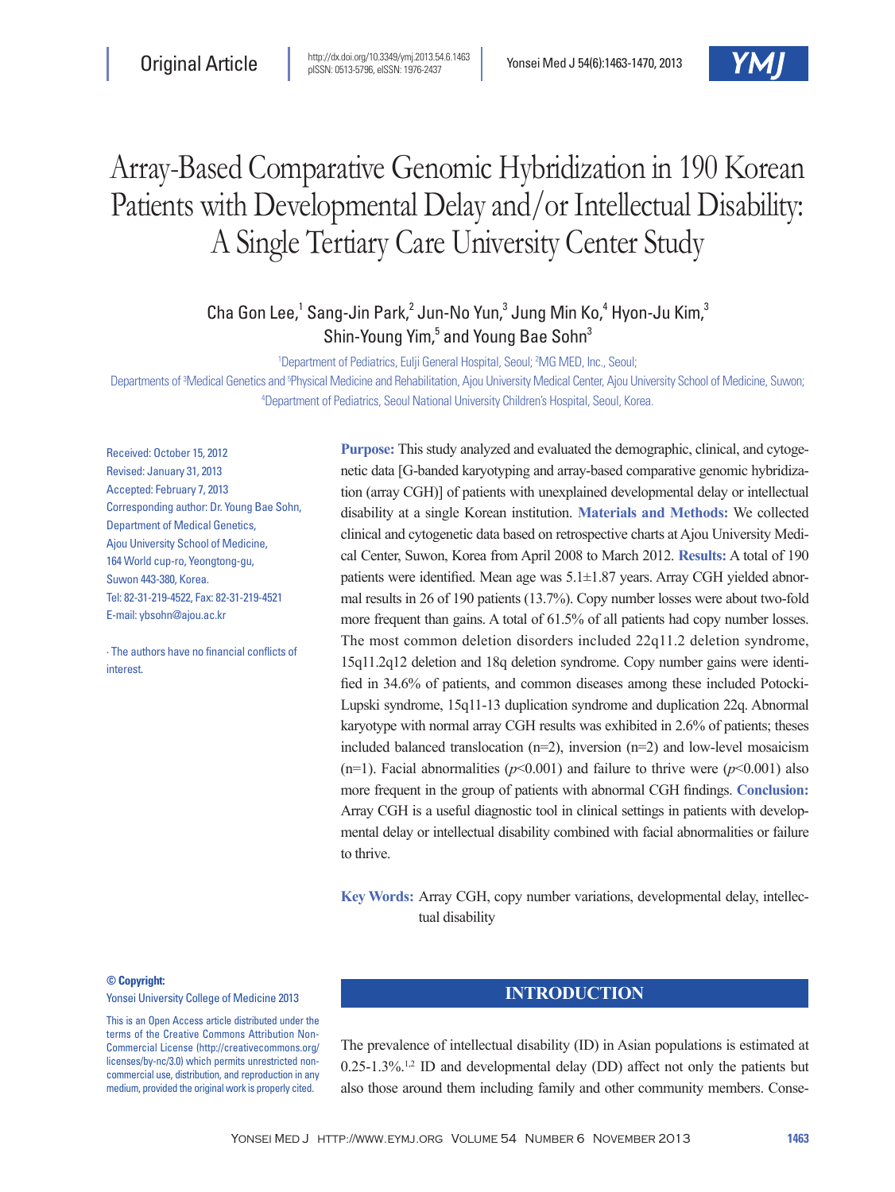Original Article

http://dx.doi.org/10.3349/ymj.2013.54.6.1463
pISSN: 0513-5796, eISSN: 1976-2437

# Array-Based Comparative Genomic Hybridization in 190 Korean Patients with Developmental Delay and/or Intellectual Disability: A Single Tertiary Care University Center Study

Cha Gon Lee,[1] Sang-Jin Park,[2] Jun-No Yun,[3] Jung Min Ko,[4] Hyon-Ju Kim,[3] Shin-Young Yim,[5] and Young Bae Sohn[3]

[1]Department of Pediatrics, Eulji General Hospital, Seoul; [2]MG MED, Inc., Seoul;
Departments of [3]Medical Genetics and [5]Physical Medicine and Rehabilitation, Ajou University Medical Center, Ajou University School of Medicine, Suwon;
[4]Department of Pediatrics, Seoul National University Children's Hospital, Seoul, Korea.

Received: October 15, 2012
Revised: January 31, 2013
Accepted: February 7, 2013
Corresponding author: Dr. Young Bae Sohn, Department of Medical Genetics, Ajou University School of Medicine, 164 World cup-ro, Yeongtong-gu, Suwon 443-380, Korea.
Tel: 82-31-219-4522, Fax: 82-31-219-4521
E-mail: ybsohn@ajou.ac.kr

∙ The authors have no financial conflicts of interest.

**Purpose:** This study analyzed and evaluated the demographic, clinical, and cytogenetic data [G-banded karyotyping and array-based comparative genomic hybridization (array CGH)] of patients with unexplained developmental delay or intellectual disability at a single Korean institution. **Materials and Methods:** We collected clinical and cytogenetic data based on retrospective charts at Ajou University Medical Center, Suwon, Korea from April 2008 to March 2012. **Results:** A total of 190 patients were identified. Mean age was 5.1±1.87 years. Array CGH yielded abnormal results in 26 of 190 patients (13.7%). Copy number losses were about two-fold more frequent than gains. A total of 61.5% of all patients had copy number losses. The most common deletion disorders included 22q11.2 deletion syndrome, 15q11.2q12 deletion and 18q deletion syndrome. Copy number gains were identified in 34.6% of patients, and common diseases among these included Potocki-Lupski syndrome, 15q11-13 duplication syndrome and duplication 22q. Abnormal karyotype with normal array CGH results was exhibited in 2.6% of patients; theses included balanced translocation (n=2), inversion (n=2) and low-level mosaicism (n=1). Facial abnormalities ($p$<0.001) and failure to thrive were ($p$<0.001) also more frequent in the group of patients with abnormal CGH findings. **Conclusion:** Array CGH is a useful diagnostic tool in clinical settings in patients with developmental delay or intellectual disability combined with facial abnormalities or failure to thrive.

**Key Words:** Array CGH, copy number variations, developmental delay, intellectual disability

**© Copyright:**
Yonsei University College of Medicine 2013

This is an Open Access article distributed under the terms of the Creative Commons Attribution Non-Commercial License (http://creativecommons.org/licenses/by-nc/3.0) which permits unrestricted non-commercial use, distribution, and reproduction in any medium, provided the original work is properly cited.

## INTRODUCTION

The prevalence of intellectual disability (ID) in Asian populations is estimated at 0.25-1.3%.[1,2] ID and developmental delay (DD) affect not only the patients but also those around them including family and other community members. Conse-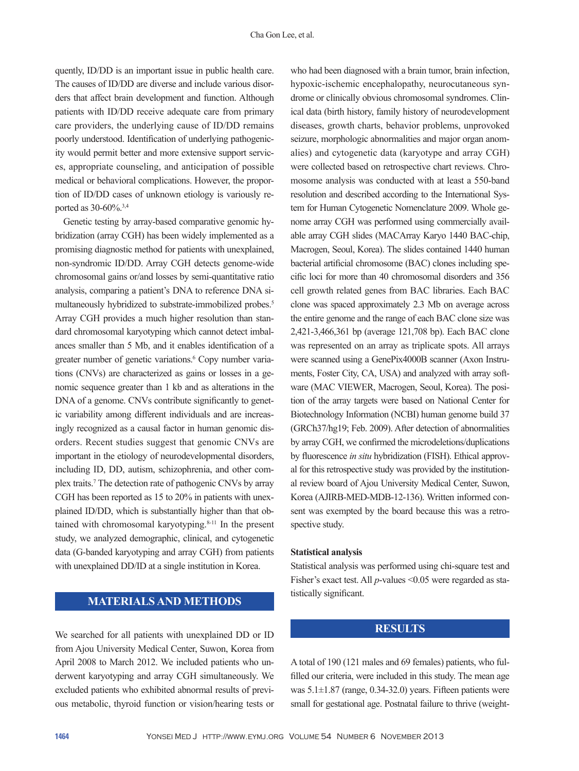quently, ID/DD is an important issue in public health care. The causes of ID/DD are diverse and include various disorders that affect brain development and function. Although patients with ID/DD receive adequate care from primary care providers, the underlying cause of ID/DD remains poorly understood. Identification of underlying pathogenicity would permit better and more extensive support services, appropriate counseling, and anticipation of possible medical or behavioral complications. However, the proportion of ID/DD cases of unknown etiology is variously reported as 30-60%.[3,4]

Genetic testing by array-based comparative genomic hybridization (array CGH) has been widely implemented as a promising diagnostic method for patients with unexplained, non-syndromic ID/DD. Array CGH detects genome-wide chromosomal gains or/and losses by semi-quantitative ratio analysis, comparing a patient's DNA to reference DNA simultaneously hybridized to substrate-immobilized probes.[5] Array CGH provides a much higher resolution than standard chromosomal karyotyping which cannot detect imbalances smaller than 5 Mb, and it enables identification of a greater number of genetic variations.[6] Copy number variations (CNVs) are characterized as gains or losses in a genomic sequence greater than 1 kb and as alterations in the DNA of a genome. CNVs contribute significantly to genetic variability among different individuals and are increasingly recognized as a causal factor in human genomic disorders. Recent studies suggest that genomic CNVs are important in the etiology of neurodevelopmental disorders, including ID, DD, autism, schizophrenia, and other complex traits.[7] The detection rate of pathogenic CNVs by array CGH has been reported as 15 to 20% in patients with unexplained ID/DD, which is substantially higher than that obtained with chromosomal karyotyping.[8-11] In the present study, we analyzed demographic, clinical, and cytogenetic data (G-banded karyotyping and array CGH) from patients with unexplained DD/ID at a single institution in Korea.

## MATERIALS AND METHODS

We searched for all patients with unexplained DD or ID from Ajou University Medical Center, Suwon, Korea from April 2008 to March 2012. We included patients who underwent karyotyping and array CGH simultaneously. We excluded patients who exhibited abnormal results of previous metabolic, thyroid function or vision/hearing tests or who had been diagnosed with a brain tumor, brain infection, hypoxic-ischemic encephalopathy, neurocutaneous syndrome or clinically obvious chromosomal syndromes. Clinical data (birth history, family history of neurodevelopment diseases, growth charts, behavior problems, unprovoked seizure, morphologic abnormalities and major organ anomalies) and cytogenetic data (karyotype and array CGH) were collected based on retrospective chart reviews. Chromosome analysis was conducted with at least a 550-band resolution and described according to the International System for Human Cytogenetic Nomenclature 2009. Whole genome array CGH was performed using commercially available array CGH slides (MACArray Karyo 1440 BAC-chip, Macrogen, Seoul, Korea). The slides contained 1440 human bacterial artificial chromosome (BAC) clones including specific loci for more than 40 chromosomal disorders and 356 cell growth related genes from BAC libraries. Each BAC clone was spaced approximately 2.3 Mb on average across the entire genome and the range of each BAC clone size was 2,421-3,466,361 bp (average 121,708 bp). Each BAC clone was represented on an array as triplicate spots. All arrays were scanned using a GenePix4000B scanner (Axon Instruments, Foster City, CA, USA) and analyzed with array software (MAC VIEWER, Macrogen, Seoul, Korea). The position of the array targets were based on National Center for Biotechnology Information (NCBI) human genome build 37 (GRCh37/hg19; Feb. 2009). After detection of abnormalities by array CGH, we confirmed the microdeletions/duplications by fluorescence *in situ* hybridization (FISH). Ethical approval for this retrospective study was provided by the institutional review board of Ajou University Medical Center, Suwon, Korea (AJIRB-MED-MDB-12-136). Written informed consent was exempted by the board because this was a retrospective study.

### Statistical analysis

Statistical analysis was performed using chi-square test and Fisher's exact test. All $p$-values <0.05 were regarded as statistically significant.

## RESULTS

A total of 190 (121 males and 69 females) patients, who fulfilled our criteria, were included in this study. The mean age was 5.1±1.87 (range, 0.34-32.0) years. Fifteen patients were small for gestational age. Postnatal failure to thrive (weight-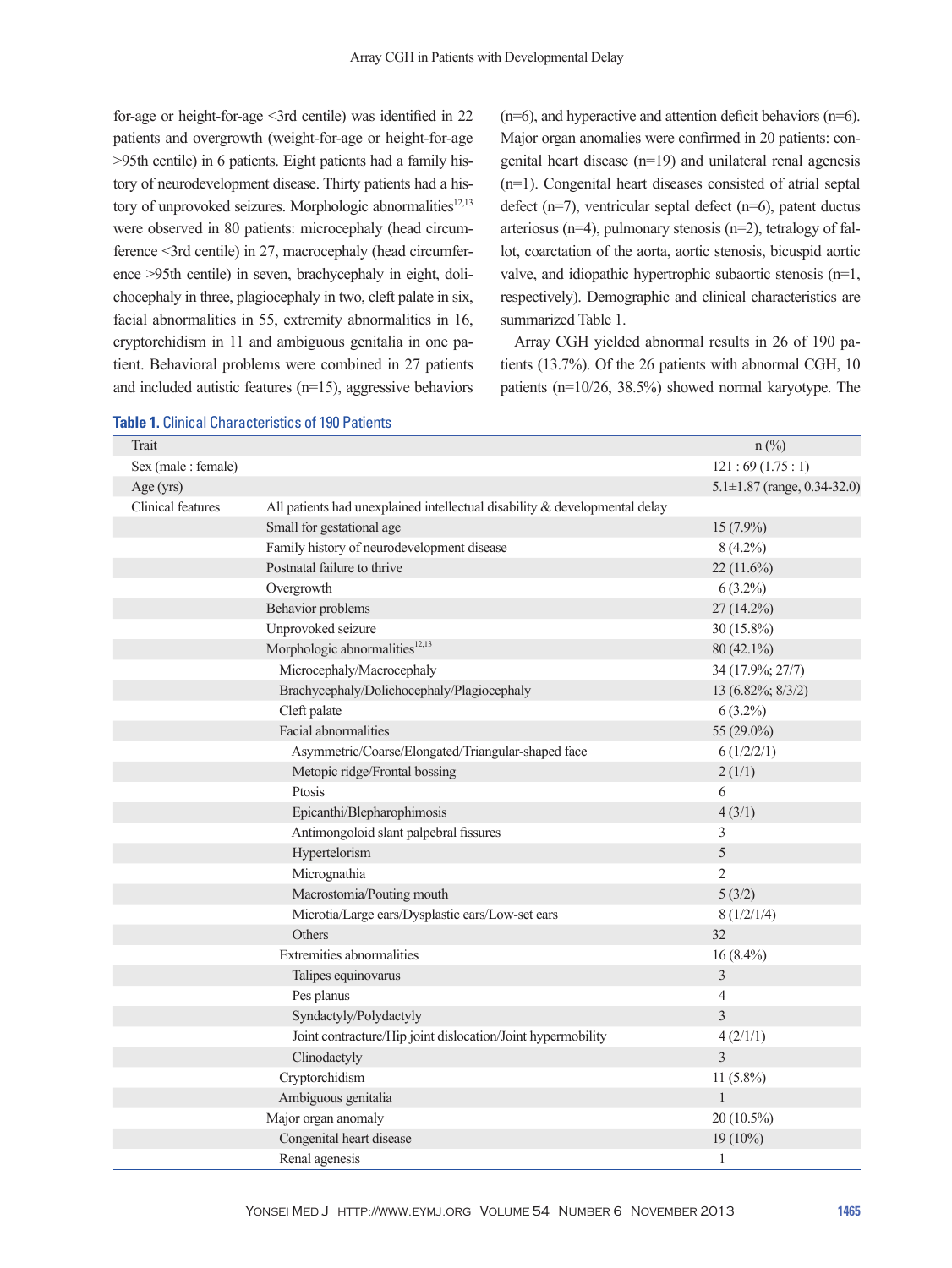for-age or height-for-age <3rd centile) was identified in 22 patients and overgrowth (weight-for-age or height-for-age >95th centile) in 6 patients. Eight patients had a family history of neurodevelopment disease. Thirty patients had a history of unprovoked seizures. Morphologic abnormalities[12,13] were observed in 80 patients: microcephaly (head circumference <3rd centile) in 27, macrocephaly (head circumference >95th centile) in seven, brachycephaly in eight, dolichocephaly in three, plagiocephaly in two, cleft palate in six, facial abnormalities in 55, extremity abnormalities in 16, cryptorchidism in 11 and ambiguous genitalia in one patient. Behavioral problems were combined in 27 patients and included autistic features (n=15), aggressive behaviors (n=6), and hyperactive and attention deficit behaviors (n=6). Major organ anomalies were confirmed in 20 patients: congenital heart disease (n=19) and unilateral renal agenesis (n=1). Congenital heart diseases consisted of atrial septal defect (n=7), ventricular septal defect (n=6), patent ductus arteriosus (n=4), pulmonary stenosis (n=2), tetralogy of fallot, coarctation of the aorta, aortic stenosis, bicuspid aortic valve, and idiopathic hypertrophic subaortic stenosis (n=1, respectively). Demographic and clinical characteristics are summarized Table 1.

Array CGH yielded abnormal results in 26 of 190 patients (13.7%). Of the 26 patients with abnormal CGH, 10 patients (n=10/26, 38.5%) showed normal karyotype. The

**Table 1.** Clinical Characteristics of 190 Patients

| Trait | | n (%) |
|---|---|---|
| Sex (male : female) | | 121 : 69 (1.75 : 1) |
| Age (yrs) | | 5.1±1.87 (range, 0.34-32.0) |
| Clinical features | All patients had unexplained intellectual disability & developmental delay | |
| | Small for gestational age | 15 (7.9%) |
| | Family history of neurodevelopment disease | 8 (4.2%) |
| | Postnatal failure to thrive | 22 (11.6%) |
| | Overgrowth | 6 (3.2%) |
| | Behavior problems | 27 (14.2%) |
| | Unprovoked seizure | 30 (15.8%) |
| | Morphologic abnormalities[12,13] | 80 (42.1%) |
| | Microcephaly/Macrocephaly | 34 (17.9%; 27/7) |
| | Brachycephaly/Dolichocephaly/Plagiocephaly | 13 (6.82%; 8/3/2) |
| | Cleft palate | 6 (3.2%) |
| | Facial abnormalities | 55 (29.0%) |
| | Asymmetric/Coarse/Elongated/Triangular-shaped face | 6 (1/2/2/1) |
| | Metopic ridge/Frontal bossing | 2 (1/1) |
| | Ptosis | 6 |
| | Epicanthi/Blepharophimosis | 4 (3/1) |
| | Antimongoloid slant palpebral fissures | 3 |
| | Hypertelorism | 5 |
| | Micrognathia | 2 |
| | Macrostomia/Pouting mouth | 5 (3/2) |
| | Microtia/Large ears/Dysplastic ears/Low-set ears | 8 (1/2/1/4) |
| | Others | 32 |
| | Extremities abnormalities | 16 (8.4%) |
| | Talipes equinovarus | 3 |
| | Pes planus | 4 |
| | Syndactyly/Polydactyly | 3 |
| | Joint contracture/Hip joint dislocation/Joint hypermobility | 4 (2/1/1) |
| | Clinodactyly | 3 |
| | Cryptorchidism | 11 (5.8%) |
| | Ambiguous genitalia | 1 |
| | Major organ anomaly | 20 (10.5%) |
| | Congenital heart disease | 19 (10%) |
| | Renal agenesis | 1 |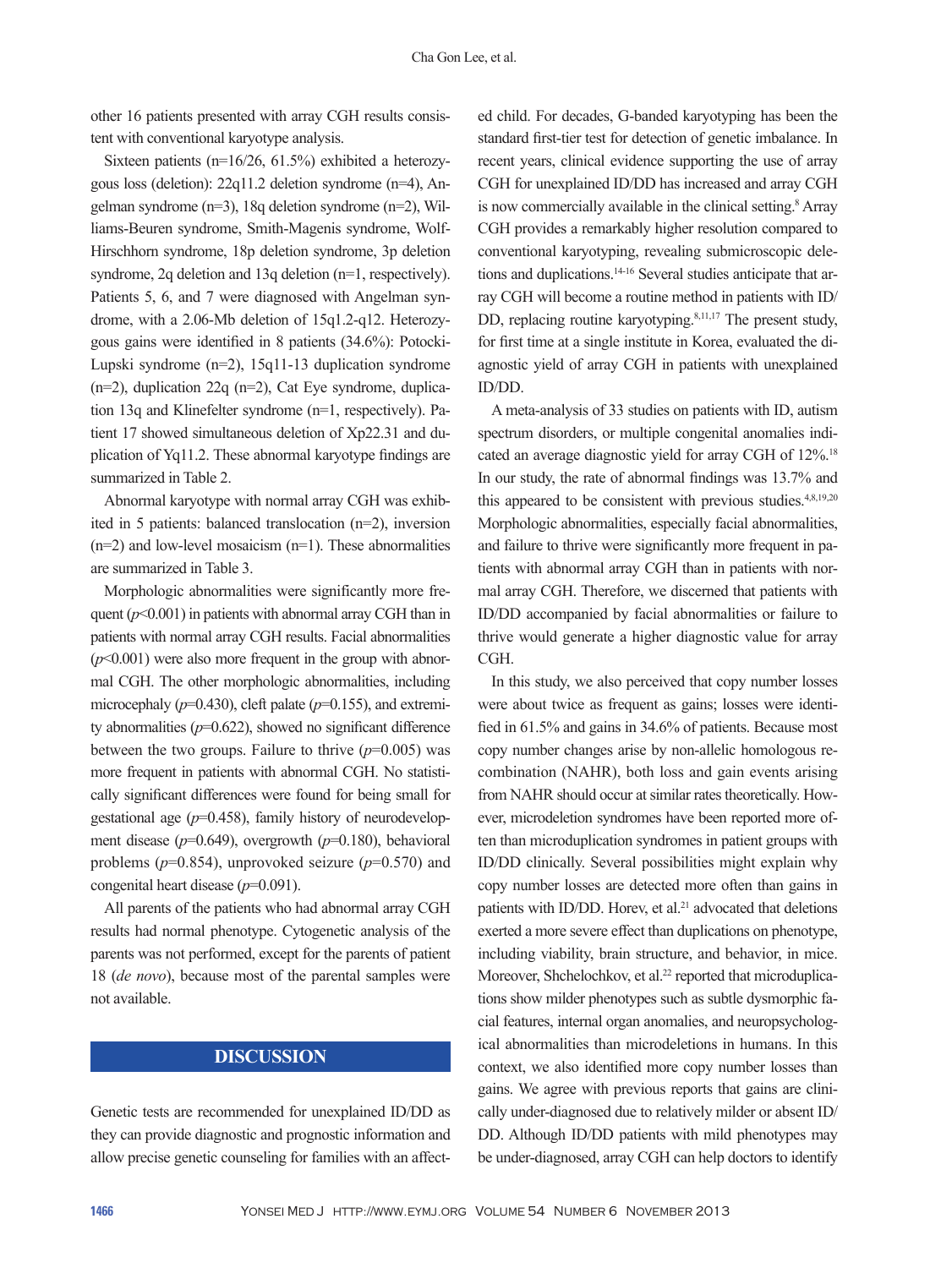other 16 patients presented with array CGH results consistent with conventional karyotype analysis.

Sixteen patients (n=16/26, 61.5%) exhibited a heterozygous loss (deletion): 22q11.2 deletion syndrome (n=4), Angelman syndrome (n=3), 18q deletion syndrome (n=2), Williams-Beuren syndrome, Smith-Magenis syndrome, Wolf-Hirschhorn syndrome, 18p deletion syndrome, 3p deletion syndrome, 2q deletion and 13q deletion (n=1, respectively). Patients 5, 6, and 7 were diagnosed with Angelman syndrome, with a 2.06-Mb deletion of 15q1.2-q12. Heterozygous gains were identified in 8 patients (34.6%): Potocki-Lupski syndrome (n=2), 15q11-13 duplication syndrome (n=2), duplication 22q (n=2), Cat Eye syndrome, duplication 13q and Klinefelter syndrome (n=1, respectively). Patient 17 showed simultaneous deletion of Xp22.31 and duplication of Yq11.2. These abnormal karyotype findings are summarized in Table 2.

Abnormal karyotype with normal array CGH was exhibited in 5 patients: balanced translocation (n=2), inversion (n=2) and low-level mosaicism (n=1). These abnormalities are summarized in Table 3.

Morphologic abnormalities were significantly more frequent ($p$<0.001) in patients with abnormal array CGH than in patients with normal array CGH results. Facial abnormalities ($p$<0.001) were also more frequent in the group with abnormal CGH. The other morphologic abnormalities, including microcephaly ($p$=0.430), cleft palate ($p$=0.155), and extremity abnormalities ($p$=0.622), showed no significant difference between the two groups. Failure to thrive ($p$=0.005) was more frequent in patients with abnormal CGH. No statistically significant differences were found for being small for gestational age ($p$=0.458), family history of neurodevelopment disease ($p$=0.649), overgrowth ($p$=0.180), behavioral problems ($p$=0.854), unprovoked seizure ($p$=0.570) and congenital heart disease ($p$=0.091).

All parents of the patients who had abnormal array CGH results had normal phenotype. Cytogenetic analysis of the parents was not performed, except for the parents of patient 18 (*de novo*), because most of the parental samples were not available.

## DISCUSSION

Genetic tests are recommended for unexplained ID/DD as they can provide diagnostic and prognostic information and allow precise genetic counseling for families with an affected child. For decades, G-banded karyotyping has been the standard first-tier test for detection of genetic imbalance. In recent years, clinical evidence supporting the use of array CGH for unexplained ID/DD has increased and array CGH is now commercially available in the clinical setting.[8] Array CGH provides a remarkably higher resolution compared to conventional karyotyping, revealing submicroscopic deletions and duplications.[14-16] Several studies anticipate that array CGH will become a routine method in patients with ID/DD, replacing routine karyotyping.[8,11,17] The present study, for first time at a single institute in Korea, evaluated the diagnostic yield of array CGH in patients with unexplained ID/DD.

A meta-analysis of 33 studies on patients with ID, autism spectrum disorders, or multiple congenital anomalies indicated an average diagnostic yield for array CGH of 12%.[18] In our study, the rate of abnormal findings was 13.7% and this appeared to be consistent with previous studies.[4,8,19,20] Morphologic abnormalities, especially facial abnormalities, and failure to thrive were significantly more frequent in patients with abnormal array CGH than in patients with normal array CGH. Therefore, we discerned that patients with ID/DD accompanied by facial abnormalities or failure to thrive would generate a higher diagnostic value for array CGH.

In this study, we also perceived that copy number losses were about twice as frequent as gains; losses were identified in 61.5% and gains in 34.6% of patients. Because most copy number changes arise by non-allelic homologous recombination (NAHR), both loss and gain events arising from NAHR should occur at similar rates theoretically. However, microdeletion syndromes have been reported more often than microduplication syndromes in patient groups with ID/DD clinically. Several possibilities might explain why copy number losses are detected more often than gains in patients with ID/DD. Horev, et al.[21] advocated that deletions exerted a more severe effect than duplications on phenotype, including viability, brain structure, and behavior, in mice. Moreover, Shchelochkov, et al.[22] reported that microduplications show milder phenotypes such as subtle dysmorphic facial features, internal organ anomalies, and neuropsychological abnormalities than microdeletions in humans. In this context, we also identified more copy number losses than gains. We agree with previous reports that gains are clinically under-diagnosed due to relatively milder or absent ID/DD. Although ID/DD patients with mild phenotypes may be under-diagnosed, array CGH can help doctors to identify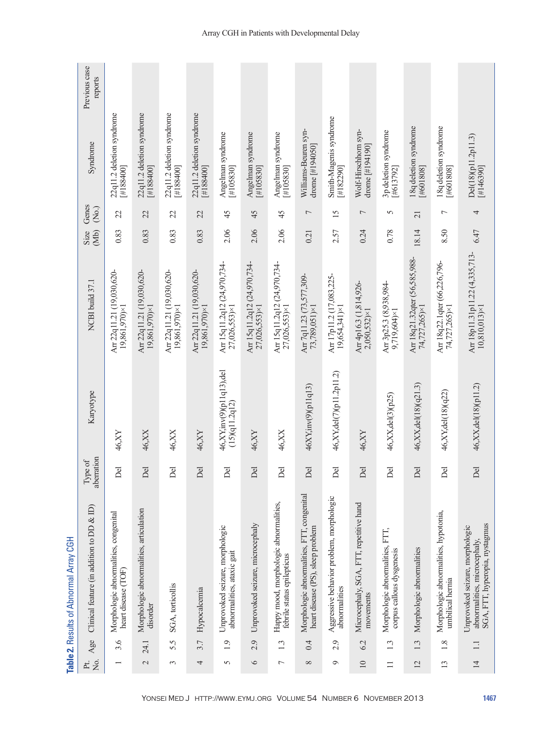**Table 2.** Results of Abnormal Array CGH

| Pt. No. | Age | Clinical feature (in addition to DD & ID) | Type of aberration | Karyotype | NCBI build 37.1 | Size (Mb) | Genes (No.) | Syndrome | Previous case reports |
|---|---|---|---|---|---|---|---|---|---|
| 1 | 3.6 | Morphologic abnormalities, congenital heart disease (TOF) | Del | 46,XY | Arr 22q11.21 (19,030,620-19,861,970)×1 | 0.83 | 22 | 22q11.2 deletion syndrome [#188400] | |
| 2 | 24.1 | Morphologic abnormalities, articulation disorder | Del | 46,XX | Arr 22q11.21 (19,030,620-19,861,970)×1 | 0.83 | 22 | 22q11.2 deletion syndrome [#188400] | |
| 3 | 5.5 | SGA, torticollis | Del | 46,XX | Arr 22q11.21 (19,030,620-19,861,970)×1 | 0.83 | 22 | 22q11.2 deletion syndrome [#188400] | |
| 4 | 3.7 | Hypocalcemia | Del | 46,XY | Arr 22q11.21 (19,030,620-19,861,970)×1 | 0.83 | 22 | 22q11.2 deletion syndrome [#188400] | |
| 5 | 1.9 | Unprovoked seizure, morphologic abnormalities, ataxic gait | Del | 46,XY,inv(9)(p11q13),del(15)(q11.2q12) | Arr 15q11.2q12 (24,970,734-27,026,553)×1 | 2.06 | 45 | Angelman syndrome [#105830] | |
| 6 | 2.9 | Unprovoked seizure, microcephaly | Del | 46,XY | Arr 15q11.2q12 (24,970,734-27,026,553)×1 | 2.06 | 45 | Angelman syndrome [#105830] | |
| 7 | 1.3 | Happy mood, morphologic abnormalities, febrile status epilepticus | Del | 46,XX | Arr 15q11.2q12 (24,970,734-27,026,553)×1 | 2.06 | 45 | Angelman syndrome [#105830] | |
| 8 | 0.4 | Morphologic abnormalities, FTT, congenital heart disease (PS), sleep problem | Del | 46XY,inv(9)(p11q13) | Arr 7q11.23 (73,577,309-73,789,051)×1 | 0.21 | 7 | Williams-Beuren syndrome [#194050] | |
| 9 | 2.9 | Aggressive behavior problem, morphologic abnormalities | Del | 46,XY,del(7)(p11.2p11.2) | Arr 17p11.2 (17,083,225-19,654,341)×1 | 2.57 | 15 | Smith-Magenis syndrome [#182290] | |
| 10 | 6.2 | Microcephaly, SGA, FTT, repetitive hand movements | Del | 46,XY | Arr 4p16.3 (1,814,926-2,050,532)×1 | 0.24 | 7 | Wolf-Hirschhorn syndrome [#194190] | |
| 11 | 1.3 | Morphologic abnormalities, FTT, corpus callous dysgenesis | Del | 46,XX,del(3)(p25) | Arr 3p25.3 (8,938,984-9,719,604)×1 | 0.78 | 5 | 3p deletion syndrome [#613792] | |
| 12 | 1.3 | Morphologic abnormalities | Del | 46,XX,del(18)(q21.3) | Arr 18q21.32qter (56,585,988-74,727,265)×1 | 18.14 | 21 | 18q deletion syndrome [#601808] | |
| 13 | 1.8 | Morphologic abnormalities, hypotonia, umbilical hernia | Del | 46,XY,del(18)(q22) | Arr 18q22.1qter (66,226,796-74,727,265)×1 | 8.50 | 7 | 18q deletion syndrome [#601808] | |
| 14 | 1.1 | Unprovoked seizure, morphologic abnormalities, microcephaly, SGA, FTT, hyperopia, nystagmus | Del | 46,XX,del(18)(p11.2) | Arr 18p11.31p11.22 (4,335,713-10,810,013)×1 | 6.47 | 4 | Del(18)(p11.2p11.3) [#146390] | |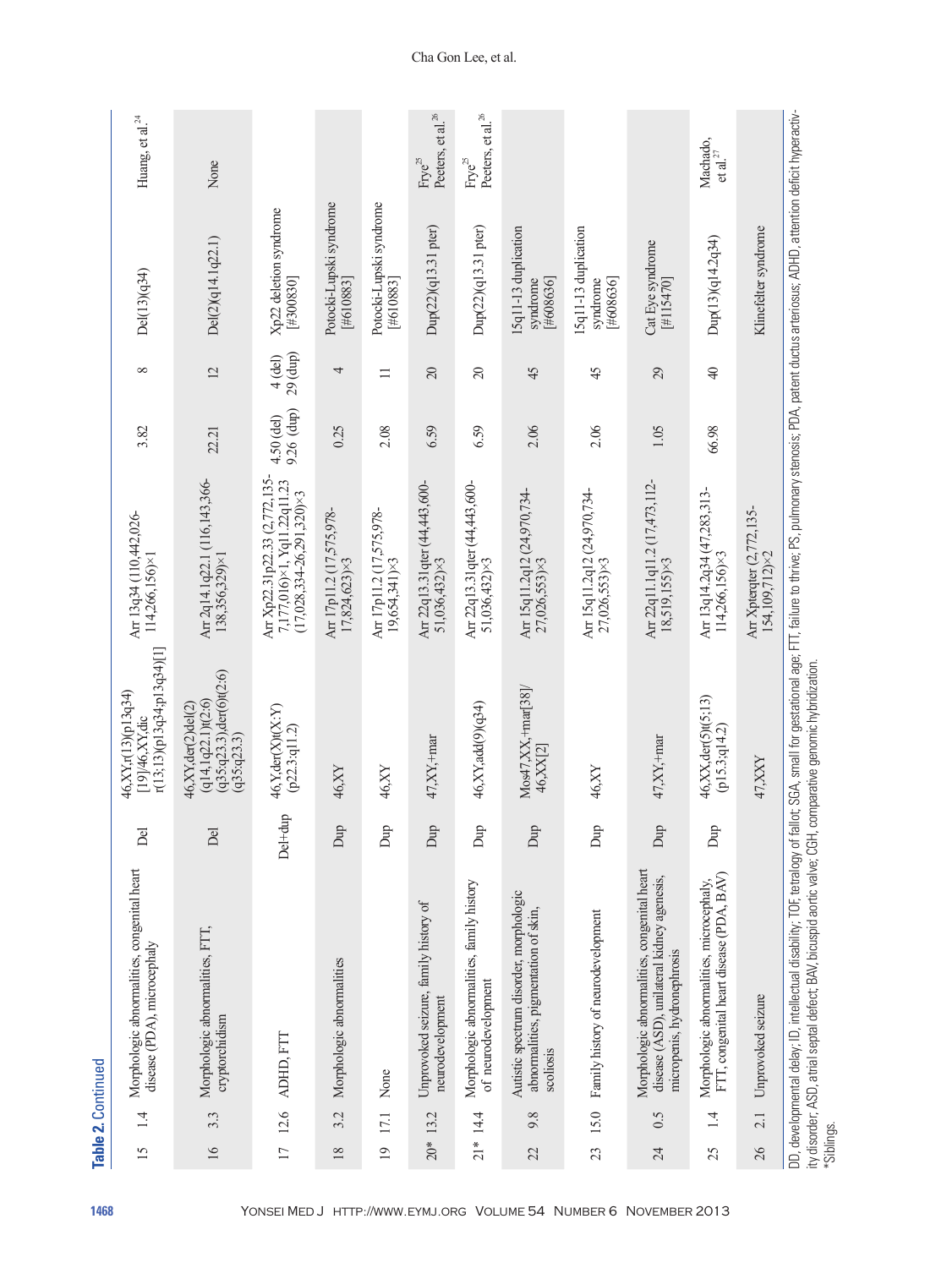**Table 2.** Continued

| | | | | | | | | | | |
|---|---|---|---|---|---|---|---|---|---|---|
| 15 | 1.4 | Morphologic abnormalities, congenital heart disease (PDA), microcephaly | Del | 46,XX,r(13)(p13q34)[19]/46,XY,dic r(13;13)(p13q34;p13q34)[1] | Arr 13q34 (110,442,026-114,266,156)×1 | 3.82 | 8 | Del(13)(q34) | Huang, et al.[24] |
| 16 | 3.3 | Morphologic abnormalities, FTT, cryptorchidism | Del | 46,XY,der(2)del(2)(q14.1q22.1)t(2;6)(q35;q23.3),der(6)t(2;6)(q35;q23.3) | Arr 2q14.1q22.1 (116,143,366-138,356,329)×1 | 22.21 | 12 | Del(2)(q14.1q22.1) | None |
| 17 | 12.6 | ADHD, FTT | Del+dup | 46,Y,der(X)t(X;Y)(p22.3;q11.2) | Arr Xp22.31p22.33 (2,772,135-7,177,016)×1, Yq11.22q11.23 (17,028,334-26,291,320)×3 | 4.50 (del) 9.26 (dup) | 4 (del) 29 (dup) | Xp22 deletion syndrome [#300830] | |
| 18 | 3.2 | Morphologic abnormalities | Dup | 46,XY | Arr 17p11.2 (17,575,978-17,824,623)×3 | 0.25 | 4 | Potocki-Lupski syndrome [#610883] | |
| 19 | 17.1 | None | Dup | 46,XY | Arr 17p11.2 (17,575,978-19,654,341)×3 | 2.08 | 11 | Potocki-Lupski syndrome [#610883] | |
| 20* | 13.2 | Unprovoked seizure, family history of neurodevelopment | Dup | 47,XY,+mar | Arr 22q13.31qter (44,443,600-51,036,432)×3 | 6.59 | 20 | Dup(22)(q13.31 pter) | Frye[25] Peeters, et al.[26] |
| 21* | 14.4 | Morphologic abnormalities, family history of neurodevelopment | Dup | 46,XY,add(9)(q34) | Arr 22q13.31qter (44,443,600-51,036,432)×3 | 6.59 | 20 | Dup(22)(q13.31 pter) | Frye[25] Peeters, et al.[26] |
| 22 | 9.8 | Autistic spectrum disorder, morphologic abnormalities, pigmentation of skin, scoliosis | Dup | Mos47,XX,+mar[38]/46,XX[2] | Arr 15q11.2q12 (24,970,734-27,026,553)×3 | 2.06 | 45 | 15q11-13 duplication syndrome [#608636] | |
| 23 | 15.0 | Family history of neurodevelopment | Dup | 46,XY | Arr 15q11.2q12 (24,970,734-27,026,553)×3 | 2.06 | 45 | 15q11-13 duplication syndrome [#608636] | |
| 24 | 0.5 | Morphologic abnormalities, congenital heart disease (ASD), unilateral kidney agenesis, micropenis, hydronephrosis | Dup | 47,XY,+mar | Arr 22q11.1q11.2 (17,473,112-18,519,155)×3 | 1.05 | 29 | Cat Eye syndrome [#115470] | |
| 25 | 1.4 | Morphologic abnormalities, microcephaly, FTT, congenital heart disease (PDA, BAV) | Dup | 46,XX,der(5)t(5;13)(p15.3;q14.2) | Arr 13q14.2q34 (47,283,313-114,266,156)×3 | 66.98 | 40 | Dup(13)(q14.2q34) | Machado, et al.[27] |
| 26 | 2.1 | Unprovoked seizure | | 47,XXY | Arr Xpterqter (2,772,135-154,109,712)×2 | | | Klinefelter syndrome | |

DD, developmental delay; ID, intellectual disability; TOF, tetralogy of fallot; SGA, small for gestational age; FTT, failure to thrive; PS, pulmonary stenosis; PDA, patent ductus arteriosus; ADHD, attention deficit hyperactivity disorder; ASD, atrial septal defect; BAV, bicuspid aortic valve; CGH, comparative genomic hybridization.
*Siblings.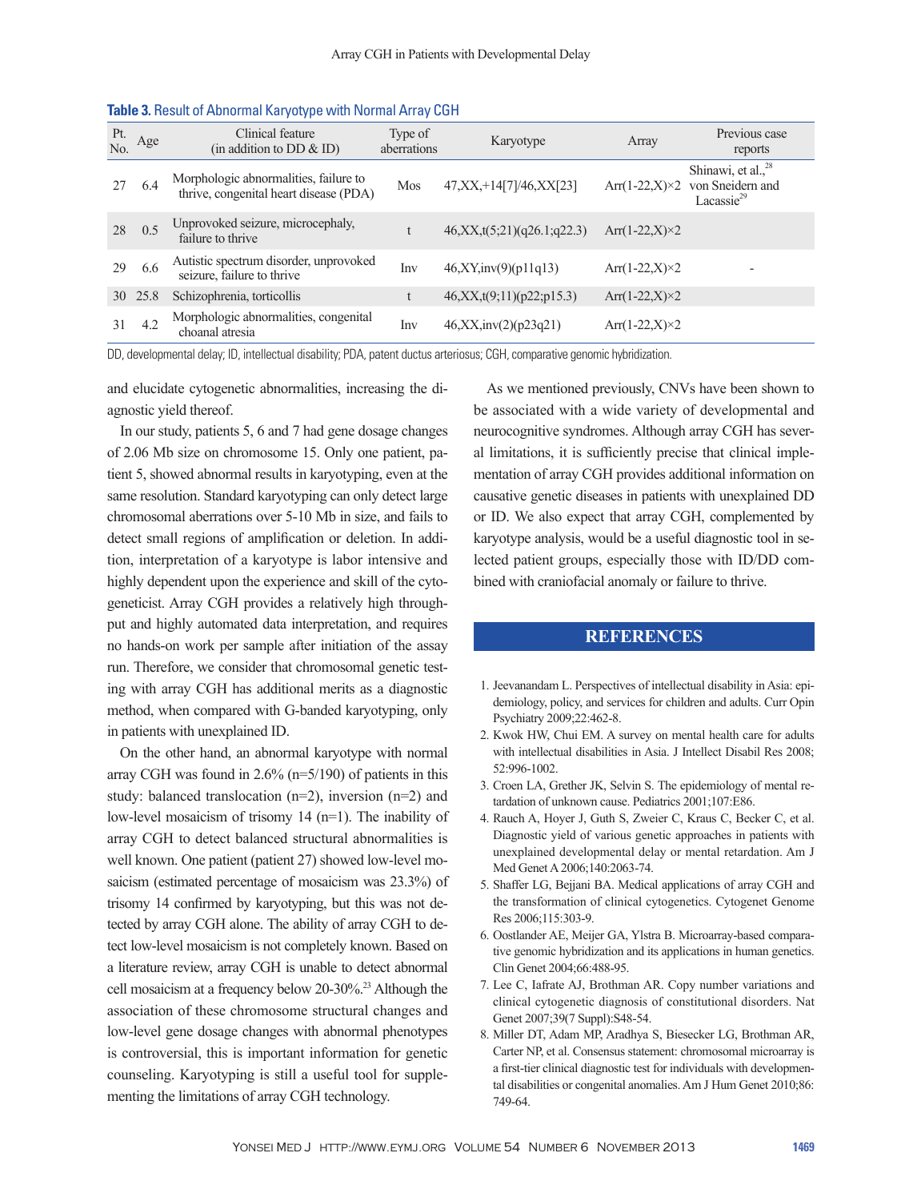**Table 3.** Result of Abnormal Karyotype with Normal Array CGH

| Pt. No. | Age | Clinical feature (in addition to DD & ID) | Type of aberrations | Karyotype | Array | Previous case reports |
|---|---|---|---|---|---|---|
| 27 | 6.4 | Morphologic abnormalities, failure to thrive, congenital heart disease (PDA) | Mos | 47,XX,+14[7]/46,XX[23] | Arr(1-22,X)×2 | Shinawi, et al.,[28] von Sneidern and Lacassie[29] |
| 28 | 0.5 | Unprovoked seizure, microcephaly, failure to thrive | t | 46,XX,t(5;21)(q26.1;q22.3) | Arr(1-22,X)×2 | |
| 29 | 6.6 | Autistic spectrum disorder, unprovoked seizure, failure to thrive | Inv | 46,XY,inv(9)(p11q13) | Arr(1-22,X)×2 | - |
| 30 | 25.8 | Schizophrenia, torticollis | t | 46,XX,t(9;11)(p22;p15.3) | Arr(1-22,X)×2 | |
| 31 | 4.2 | Morphologic abnormalities, congenital choanal atresia | Inv | 46,XX,inv(2)(p23q21) | Arr(1-22,X)×2 | |

DD, developmental delay; ID, intellectual disability; PDA, patent ductus arteriosus; CGH, comparative genomic hybridization.

and elucidate cytogenetic abnormalities, increasing the diagnostic yield thereof.

In our study, patients 5, 6 and 7 had gene dosage changes of 2.06 Mb size on chromosome 15. Only one patient, patient 5, showed abnormal results in karyotyping, even at the same resolution. Standard karyotyping can only detect large chromosomal aberrations over 5-10 Mb in size, and fails to detect small regions of amplification or deletion. In addition, interpretation of a karyotype is labor intensive and highly dependent upon the experience and skill of the cytogeneticist. Array CGH provides a relatively high throughput and highly automated data interpretation, and requires no hands-on work per sample after initiation of the assay run. Therefore, we consider that chromosomal genetic testing with array CGH has additional merits as a diagnostic method, when compared with G-banded karyotyping, only in patients with unexplained ID.

On the other hand, an abnormal karyotype with normal array CGH was found in 2.6% (n=5/190) of patients in this study: balanced translocation (n=2), inversion (n=2) and low-level mosaicism of trisomy 14 (n=1). The inability of array CGH to detect balanced structural abnormalities is well known. One patient (patient 27) showed low-level mosaicism (estimated percentage of mosaicism was 23.3%) of trisomy 14 confirmed by karyotyping, but this was not detected by array CGH alone. The ability of array CGH to detect low-level mosaicism is not completely known. Based on a literature review, array CGH is unable to detect abnormal cell mosaicism at a frequency below 20-30%.[23] Although the association of these chromosome structural changes and low-level gene dosage changes with abnormal phenotypes is controversial, this is important information for genetic counseling. Karyotyping is still a useful tool for supplementing the limitations of array CGH technology.

As we mentioned previously, CNVs have been shown to be associated with a wide variety of developmental and neurocognitive syndromes. Although array CGH has several limitations, it is sufficiently precise that clinical implementation of array CGH provides additional information on causative genetic diseases in patients with unexplained DD or ID. We also expect that array CGH, complemented by karyotype analysis, would be a useful diagnostic tool in selected patient groups, especially those with ID/DD combined with craniofacial anomaly or failure to thrive.

## REFERENCES

1. Jeevanandam L. Perspectives of intellectual disability in Asia: epidemiology, policy, and services for children and adults. Curr Opin Psychiatry 2009;22:462-8.
2. Kwok HW, Chui EM. A survey on mental health care for adults with intellectual disabilities in Asia. J Intellect Disabil Res 2008; 52:996-1002.
3. Croen LA, Grether JK, Selvin S. The epidemiology of mental retardation of unknown cause. Pediatrics 2001;107:E86.
4. Rauch A, Hoyer J, Guth S, Zweier C, Kraus C, Becker C, et al. Diagnostic yield of various genetic approaches in patients with unexplained developmental delay or mental retardation. Am J Med Genet A 2006;140:2063-74.
5. Shaffer LG, Bejjani BA. Medical applications of array CGH and the transformation of clinical cytogenetics. Cytogenet Genome Res 2006;115:303-9.
6. Oostlander AE, Meijer GA, Ylstra B. Microarray-based comparative genomic hybridization and its applications in human genetics. Clin Genet 2004;66:488-95.
7. Lee C, Iafrate AJ, Brothman AR. Copy number variations and clinical cytogenetic diagnosis of constitutional disorders. Nat Genet 2007;39(7 Suppl):S48-54.
8. Miller DT, Adam MP, Aradhya S, Biesecker LG, Brothman AR, Carter NP, et al. Consensus statement: chromosomal microarray is a first-tier clinical diagnostic test for individuals with developmental disabilities or congenital anomalies. Am J Hum Genet 2010;86: 749-64.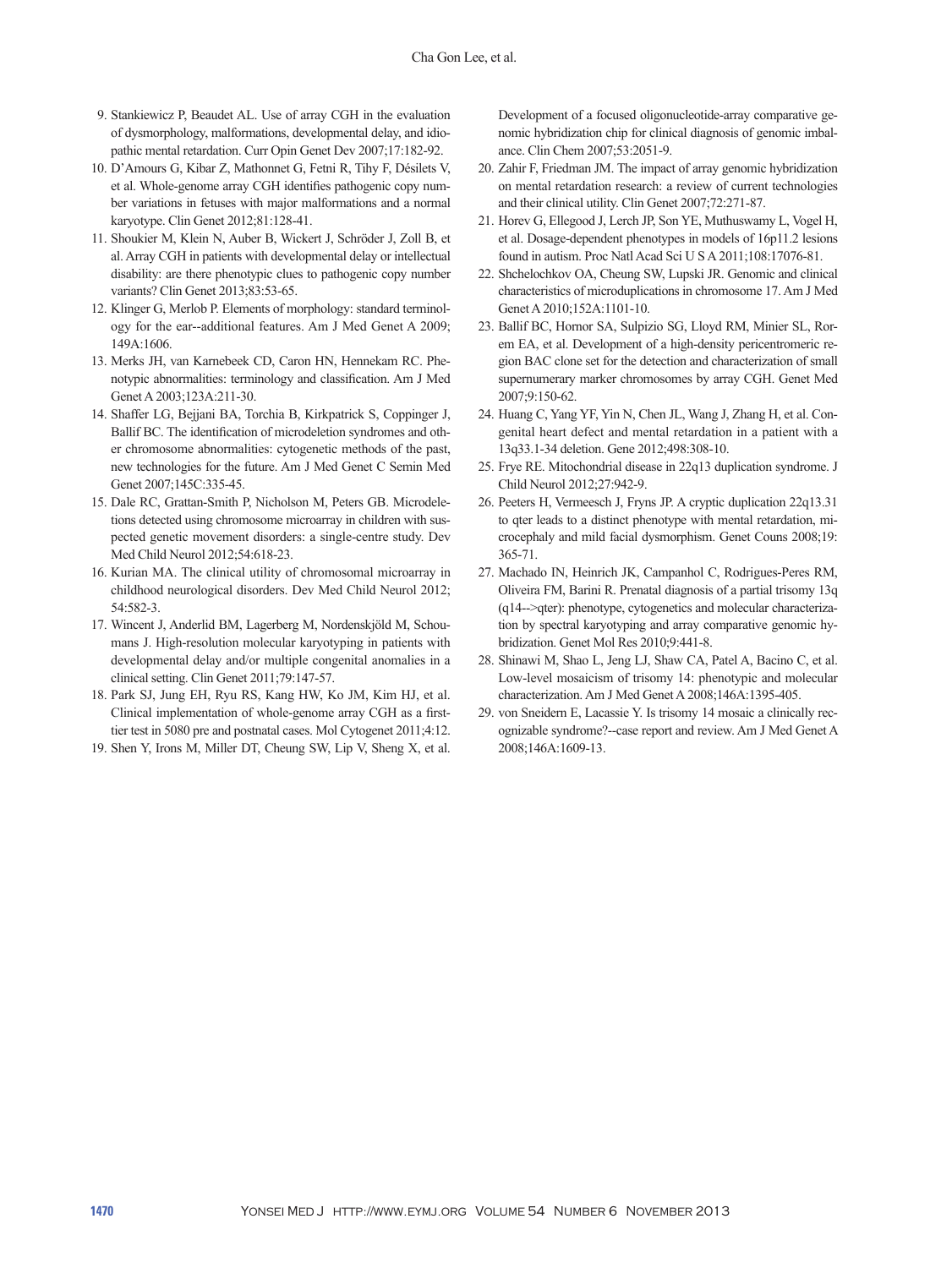9. Stankiewicz P, Beaudet AL. Use of array CGH in the evaluation of dysmorphology, malformations, developmental delay, and idiopathic mental retardation. Curr Opin Genet Dev 2007;17:182-92.
10. D'Amours G, Kibar Z, Mathonnet G, Fetni R, Tihy F, Désilets V, et al. Whole-genome array CGH identifies pathogenic copy number variations in fetuses with major malformations and a normal karyotype. Clin Genet 2012;81:128-41.
11. Shoukier M, Klein N, Auber B, Wickert J, Schröder J, Zoll B, et al. Array CGH in patients with developmental delay or intellectual disability: are there phenotypic clues to pathogenic copy number variants? Clin Genet 2013;83:53-65.
12. Klinger G, Merlob P. Elements of morphology: standard terminology for the ear--additional features. Am J Med Genet A 2009; 149A:1606.
13. Merks JH, van Karnebeek CD, Caron HN, Hennekam RC. Phenotypic abnormalities: terminology and classification. Am J Med Genet A 2003;123A:211-30.
14. Shaffer LG, Bejjani BA, Torchia B, Kirkpatrick S, Coppinger J, Ballif BC. The identification of microdeletion syndromes and other chromosome abnormalities: cytogenetic methods of the past, new technologies for the future. Am J Med Genet C Semin Med Genet 2007;145C:335-45.
15. Dale RC, Grattan-Smith P, Nicholson M, Peters GB. Microdeletions detected using chromosome microarray in children with suspected genetic movement disorders: a single-centre study. Dev Med Child Neurol 2012;54:618-23.
16. Kurian MA. The clinical utility of chromosomal microarray in childhood neurological disorders. Dev Med Child Neurol 2012; 54:582-3.
17. Wincent J, Anderlid BM, Lagerberg M, Nordenskjöld M, Schoumans J. High-resolution molecular karyotyping in patients with developmental delay and/or multiple congenital anomalies in a clinical setting. Clin Genet 2011;79:147-57.
18. Park SJ, Jung EH, Ryu RS, Kang HW, Ko JM, Kim HJ, et al. Clinical implementation of whole-genome array CGH as a first-tier test in 5080 pre and postnatal cases. Mol Cytogenet 2011;4:12.
19. Shen Y, Irons M, Miller DT, Cheung SW, Lip V, Sheng X, et al. Development of a focused oligonucleotide-array comparative genomic hybridization chip for clinical diagnosis of genomic imbalance. Clin Chem 2007;53:2051-9.
20. Zahir F, Friedman JM. The impact of array genomic hybridization on mental retardation research: a review of current technologies and their clinical utility. Clin Genet 2007;72:271-87.
21. Horev G, Ellegood J, Lerch JP, Son YE, Muthuswamy L, Vogel H, et al. Dosage-dependent phenotypes in models of 16p11.2 lesions found in autism. Proc Natl Acad Sci U S A 2011;108:17076-81.
22. Shchelochkov OA, Cheung SW, Lupski JR. Genomic and clinical characteristics of microduplications in chromosome 17. Am J Med Genet A 2010;152A:1101-10.
23. Ballif BC, Hornor SA, Sulpizio SG, Lloyd RM, Minier SL, Rorem EA, et al. Development of a high-density pericentromeric region BAC clone set for the detection and characterization of small supernumerary marker chromosomes by array CGH. Genet Med 2007;9:150-62.
24. Huang C, Yang YF, Yin N, Chen JL, Wang J, Zhang H, et al. Congenital heart defect and mental retardation in a patient with a 13q33.1-34 deletion. Gene 2012;498:308-10.
25. Frye RE. Mitochondrial disease in 22q13 duplication syndrome. J Child Neurol 2012;27:942-9.
26. Peeters H, Vermeesch J, Fryns JP. A cryptic duplication 22q13.31 to qter leads to a distinct phenotype with mental retardation, microcephaly and mild facial dysmorphism. Genet Couns 2008;19: 365-71.
27. Machado IN, Heinrich JK, Campanhol C, Rodrigues-Peres RM, Oliveira FM, Barini R. Prenatal diagnosis of a partial trisomy 13q (q14-->qter): phenotype, cytogenetics and molecular characterization by spectral karyotyping and array comparative genomic hybridization. Genet Mol Res 2010;9:441-8.
28. Shinawi M, Shao L, Jeng LJ, Shaw CA, Patel A, Bacino C, et al. Low-level mosaicism of trisomy 14: phenotypic and molecular characterization. Am J Med Genet A 2008;146A:1395-405.
29. von Sneidern E, Lacassie Y. Is trisomy 14 mosaic a clinically recognizable syndrome?--case report and review. Am J Med Genet A 2008;146A:1609-13.